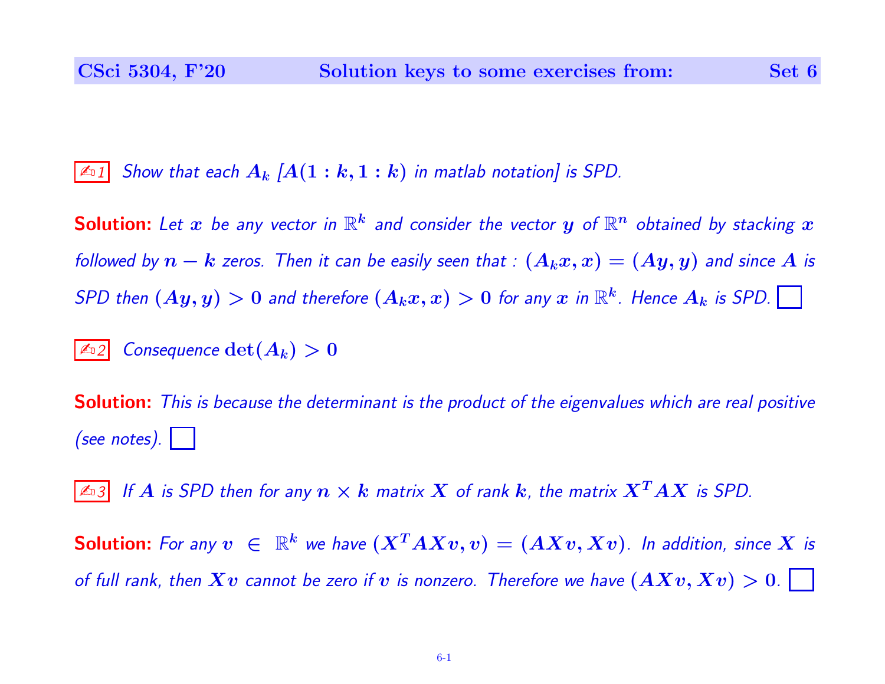**CSci 5304, F'20 — Solution keys to some exercises from: Set 6**

✍1 *Show that each $A_k$ [$A(1:k,1:k)$ in matlab notation] is SPD.*

**Solution:** *Let $x$ be any vector in $\mathbb{R}^k$ and consider the vector $y$ of $\mathbb{R}^n$ obtained by stacking $x$ followed by $n-k$ zeros. Then it can be easily seen that : $(A_k x, x) = (Ay, y)$ and since $A$ is SPD then $(Ay, y) > 0$ and therefore $(A_k x, x) > 0$ for any $x$ in $\mathbb{R}^k$. Hence $A_k$ is SPD.* ☐

✍2 *Consequence $\det(A_k) > 0$*

**Solution:** *This is because the determinant is the product of the eigenvalues which are real positive (see notes).* ☐

✍3 *If $A$ is SPD then for any $n \times k$ matrix $X$ of rank $k$, the matrix $X^T AX$ is SPD.*

**Solution:** *For any $v \in \mathbb{R}^k$ we have $(X^T AXv, v) = (AXv, Xv)$. In addition, since $X$ is of full rank, then $Xv$ cannot be zero if $v$ is nonzero. Therefore we have $(AXv, Xv) > 0$.* ☐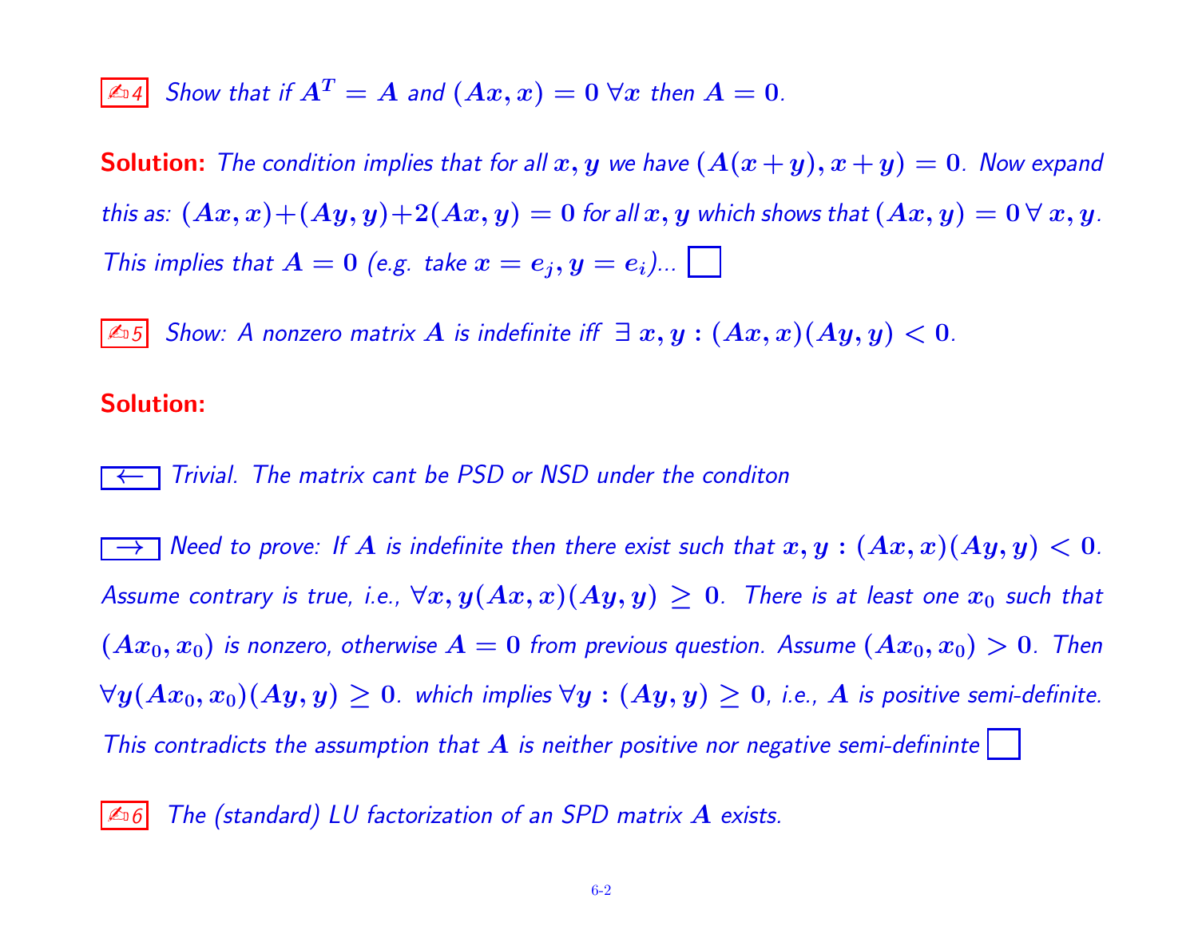✍ 4 *Show that if $A^T = A$ and $(Ax, x) = 0 \; \forall x$ then $A = 0$.*

**Solution:** *The condition implies that for all $x, y$ we have $(A(x + y), x + y) = 0$. Now expand this as: $(Ax, x) + (Ay, y) + 2(Ax, y) = 0$ for all $x, y$ which shows that $(Ax, y) = 0 \; \forall \; x, y$. This implies that $A = 0$ (e.g. take $x = e_j, y = e_i$)...* ☐

✍ 5 *Show: A nonzero matrix $A$ is indefinite iff $\exists \; x, y : (Ax, x)(Ay, y) < 0$.*

**Solution:**

$\leftarrow$ *Trivial. The matrix cant be PSD or NSD under the conditon*

$\rightarrow$ *Need to prove: If $A$ is indefinite then there exist such that $x, y : (Ax, x)(Ay, y) < 0$. Assume contrary is true, i.e., $\forall x, y (Ax, x)(Ay, y) \geq 0$. There is at least one $x_0$ such that $(Ax_0, x_0)$ is nonzero, otherwise $A = 0$ from previous question. Assume $(Ax_0, x_0) > 0$. Then $\forall y (Ax_0, x_0)(Ay, y) \geq 0$. which implies $\forall y : (Ay, y) \geq 0$, i.e., $A$ is positive semi-definite. This contradicts the assumption that $A$ is neither positive nor negative semi-defininte* ☐

✍ 6 *The (standard) LU factorization of an SPD matrix $A$ exists.*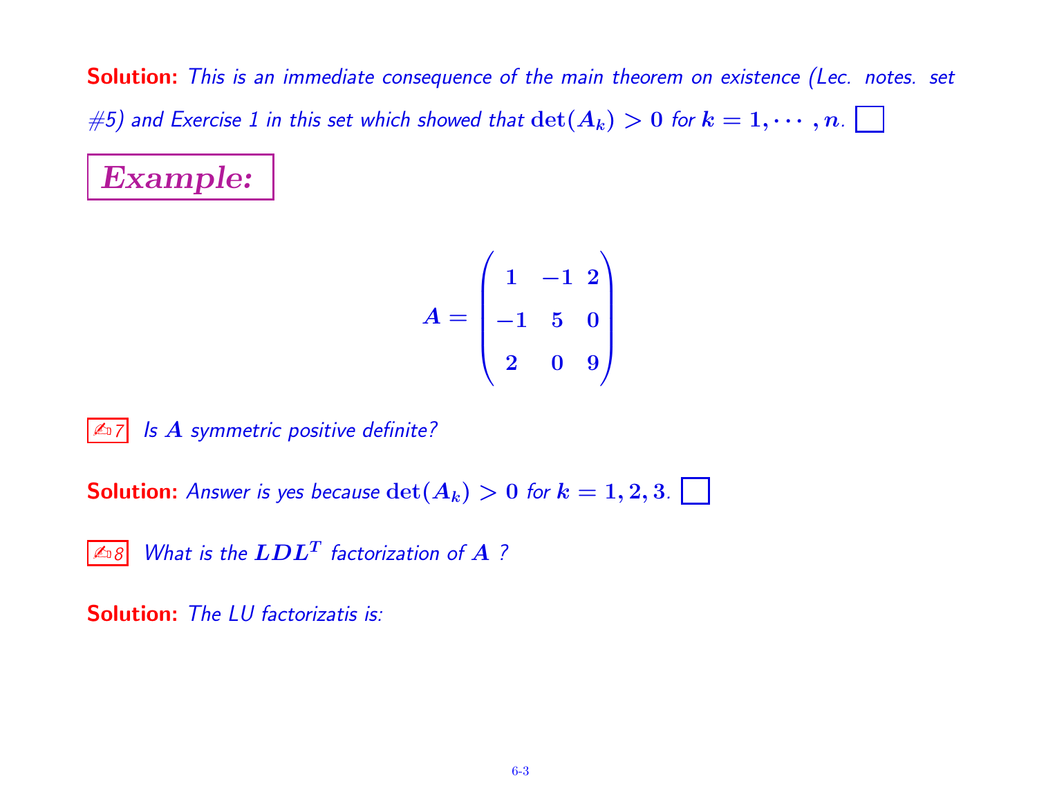**Solution:** *This is an immediate consequence of the main theorem on existence (Lec. notes. set #5) and Exercise 1 in this set which showed that $\det(A_k) > 0$ for $k = 1, \cdots, n$.* ☐

## *Example:*

$$A = \begin{pmatrix} 1 & -1 & 2 \\ -1 & 5 & 0 \\ 2 & 0 & 9 \end{pmatrix}$$

✍7 *Is $A$ symmetric positive definite?*

**Solution:** *Answer is yes because $\det(A_k) > 0$ for $k = 1, 2, 3$.* ☐

✍8 *What is the $LDL^T$ factorization of $A$ ?*

**Solution:** *The LU factorizatis is:*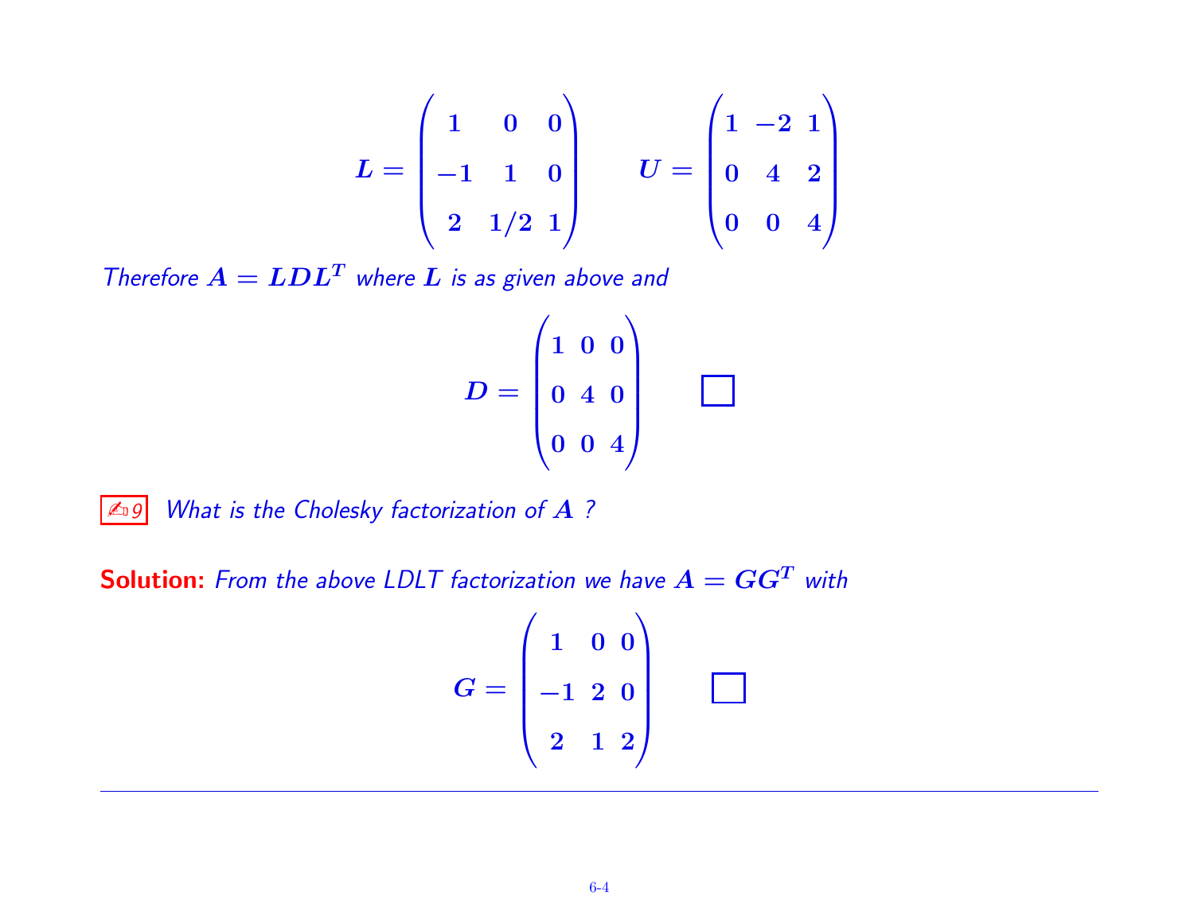$$L = \begin{pmatrix} 1 & 0 & 0 \\ -1 & 1 & 0 \\ 2 & 1/2 & 1 \end{pmatrix} \qquad U = \begin{pmatrix} 1 & -2 & 1 \\ 0 & 4 & 2 \\ 0 & 0 & 4 \end{pmatrix}$$

*Therefore $A = LDL^T$ where $L$ is as given above and*

$$D = \begin{pmatrix} 1 & 0 & 0 \\ 0 & 4 & 0 \\ 0 & 0 & 4 \end{pmatrix} \qquad \square$$

✍ 9 *What is the Cholesky factorization of $A$ ?*

**Solution:** *From the above LDLT factorization we have $A = GG^T$ with*

$$G = \begin{pmatrix} 1 & 0 & 0 \\ -1 & 2 & 0 \\ 2 & 1 & 2 \end{pmatrix} \qquad \square$$

---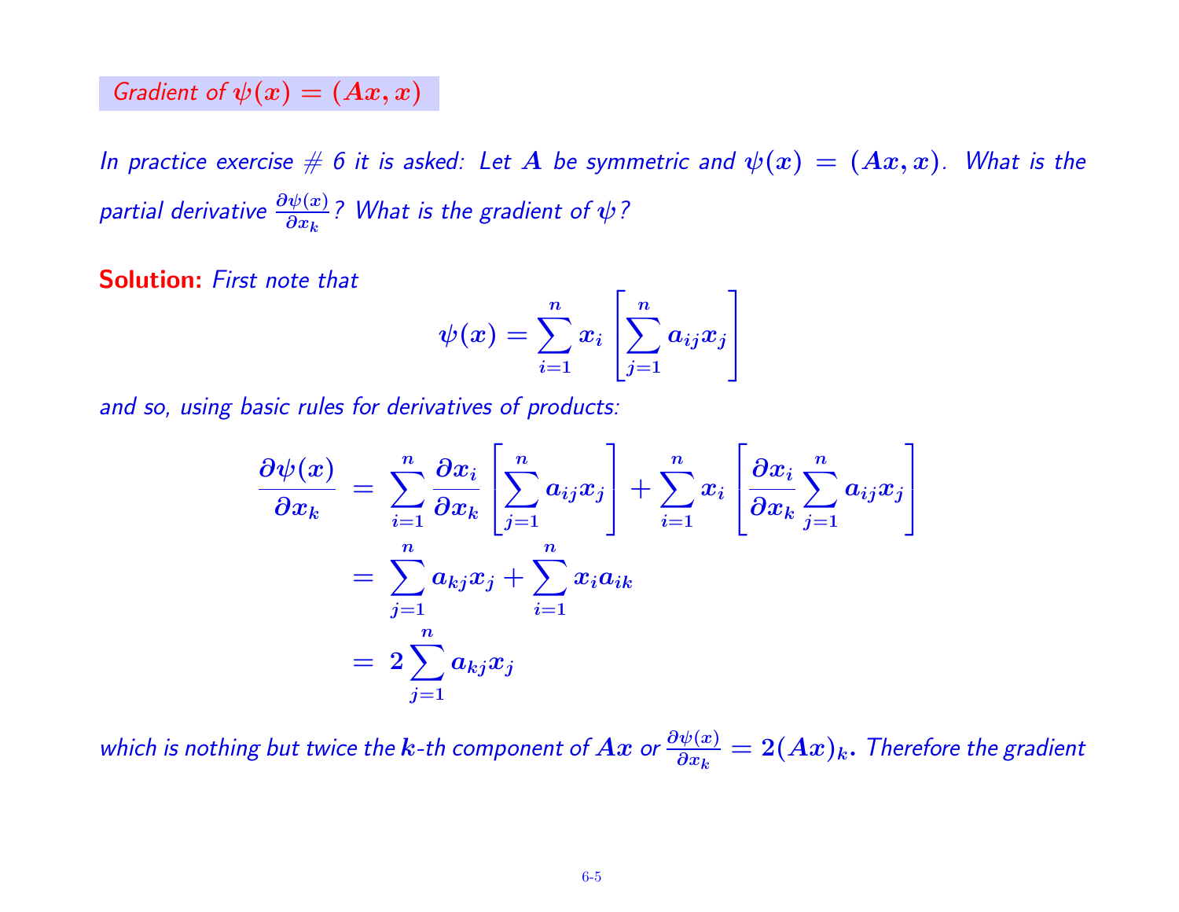## *Gradient of $\psi(x) = (Ax, x)$*

*In practice exercise # 6 it is asked: Let $A$ be symmetric and $\psi(x) = (Ax, x)$. What is the partial derivative $\frac{\partial \psi(x)}{\partial x_k}$? What is the gradient of $\psi$?*

**Solution:** *First note that*

$$\psi(x) = \sum_{i=1}^{n} x_i \left[ \sum_{j=1}^{n} a_{ij} x_j \right]$$

*and so, using basic rules for derivatives of products:*

$$\begin{aligned}
\frac{\partial \psi(x)}{\partial x_k} &= \sum_{i=1}^{n} \frac{\partial x_i}{\partial x_k} \left[ \sum_{j=1}^{n} a_{ij} x_j \right] + \sum_{i=1}^{n} x_i \left[ \frac{\partial x_i}{\partial x_k} \sum_{j=1}^{n} a_{ij} x_j \right] \\
&= \sum_{j=1}^{n} a_{kj} x_j + \sum_{i=1}^{n} x_i a_{ik} \\
&= 2 \sum_{j=1}^{n} a_{kj} x_j
\end{aligned}$$

*which is nothing but twice the $k$-th component of $Ax$ or $\frac{\partial \psi(x)}{\partial x_k} = 2(Ax)_k$. Therefore the gradient*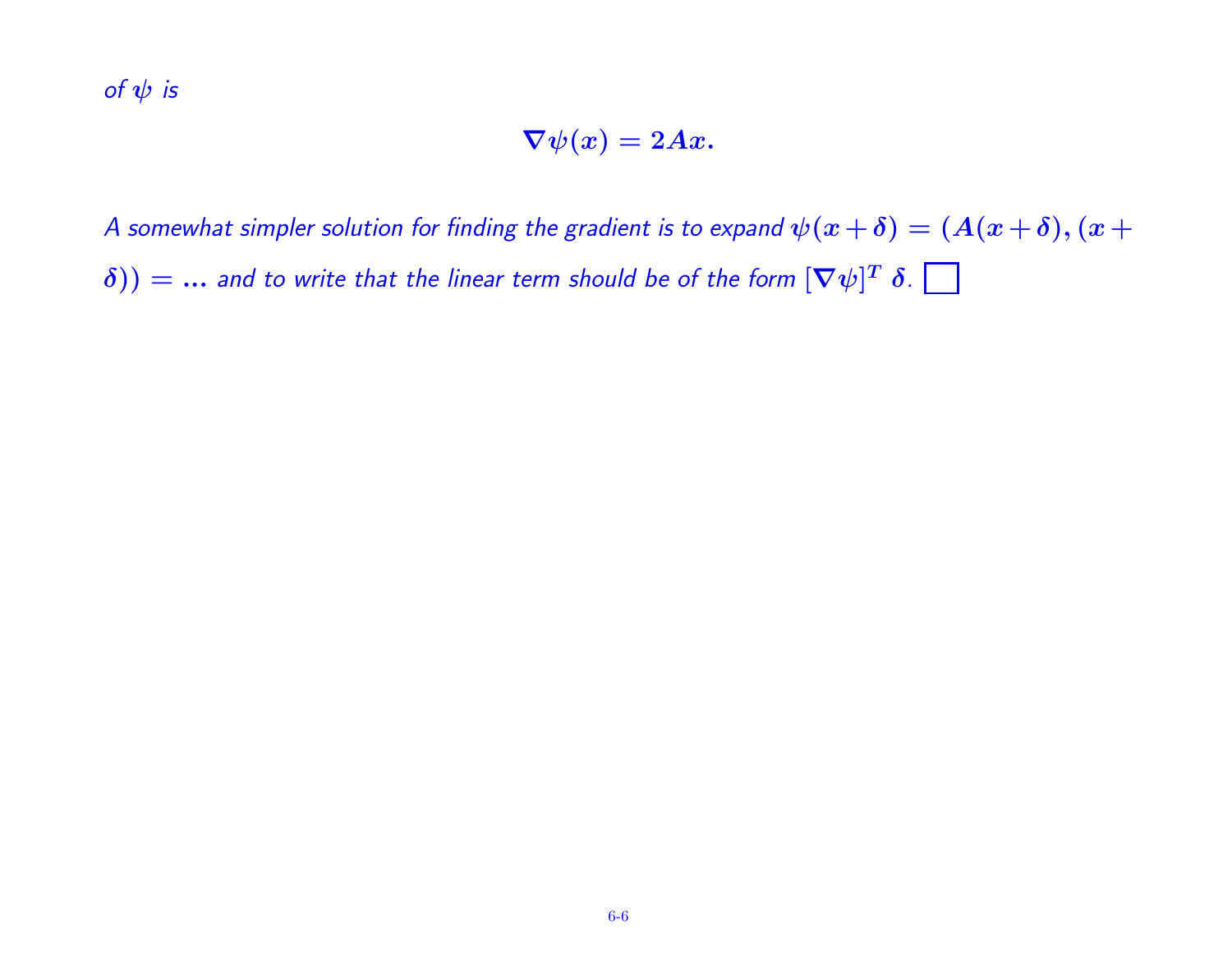*of $\psi$ is*

$$\nabla \psi(x) = 2Ax.$$

*A somewhat simpler solution for finding the gradient is to expand $\psi(x+\delta) = (A(x+\delta),(x+\delta)) = ...$ and to write that the linear term should be of the form $[\nabla \psi]^T \delta$.* ☐